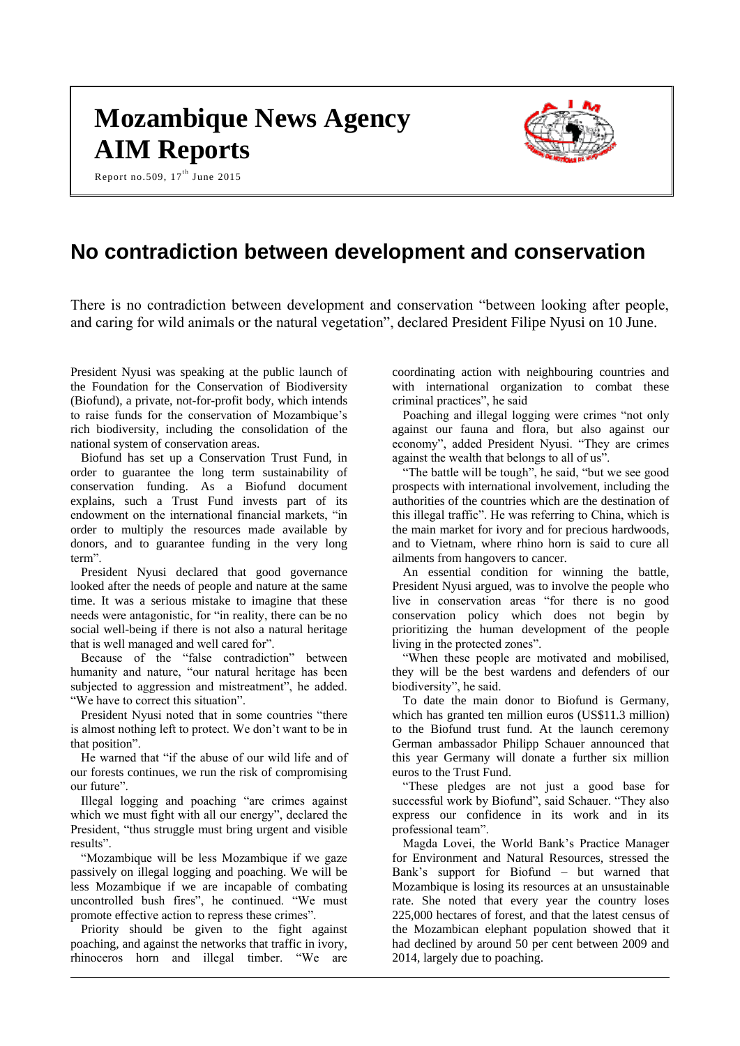# Mozambique News Agency
# AIM Reports

Report no.509, 17th June 2015

## No contradiction between development and conservation

There is no contradiction between development and conservation "between looking after people, and caring for wild animals or the natural vegetation", declared President Filipe Nyusi on 10 June.

President Nyusi was speaking at the public launch of the Foundation for the Conservation of Biodiversity (Biofund), a private, not-for-profit body, which intends to raise funds for the conservation of Mozambique's rich biodiversity, including the consolidation of the national system of conservation areas.

Biofund has set up a Conservation Trust Fund, in order to guarantee the long term sustainability of conservation funding. As a Biofund document explains, such a Trust Fund invests part of its endowment on the international financial markets, "in order to multiply the resources made available by donors, and to guarantee funding in the very long term".

President Nyusi declared that good governance looked after the needs of people and nature at the same time. It was a serious mistake to imagine that these needs were antagonistic, for "in reality, there can be no social well-being if there is not also a natural heritage that is well managed and well cared for".

Because of the "false contradiction" between humanity and nature, "our natural heritage has been subjected to aggression and mistreatment", he added. "We have to correct this situation".

President Nyusi noted that in some countries "there is almost nothing left to protect. We don't want to be in that position".

He warned that "if the abuse of our wild life and of our forests continues, we run the risk of compromising our future".

Illegal logging and poaching "are crimes against which we must fight with all our energy", declared the President, "thus struggle must bring urgent and visible results".

"Mozambique will be less Mozambique if we gaze passively on illegal logging and poaching. We will be less Mozambique if we are incapable of combating uncontrolled bush fires", he continued. "We must promote effective action to repress these crimes".

Priority should be given to the fight against poaching, and against the networks that traffic in ivory, rhinoceros horn and illegal timber. "We are coordinating action with neighbouring countries and with international organization to combat these criminal practices", he said

Poaching and illegal logging were crimes "not only against our fauna and flora, but also against our economy", added President Nyusi. "They are crimes against the wealth that belongs to all of us".

"The battle will be tough", he said, "but we see good prospects with international involvement, including the authorities of the countries which are the destination of this illegal traffic". He was referring to China, which is the main market for ivory and for precious hardwoods, and to Vietnam, where rhino horn is said to cure all ailments from hangovers to cancer.

An essential condition for winning the battle, President Nyusi argued, was to involve the people who live in conservation areas "for there is no good conservation policy which does not begin by prioritizing the human development of the people living in the protected zones".

"When these people are motivated and mobilised, they will be the best wardens and defenders of our biodiversity", he said.

To date the main donor to Biofund is Germany, which has granted ten million euros (US$11.3 million) to the Biofund trust fund. At the launch ceremony German ambassador Philipp Schauer announced that this year Germany will donate a further six million euros to the Trust Fund.

"These pledges are not just a good base for successful work by Biofund", said Schauer. "They also express our confidence in its work and in its professional team".

Magda Lovei, the World Bank's Practice Manager for Environment and Natural Resources, stressed the Bank's support for Biofund – but warned that Mozambique is losing its resources at an unsustainable rate. She noted that every year the country loses 225,000 hectares of forest, and that the latest census of the Mozambican elephant population showed that it had declined by around 50 per cent between 2009 and 2014, largely due to poaching.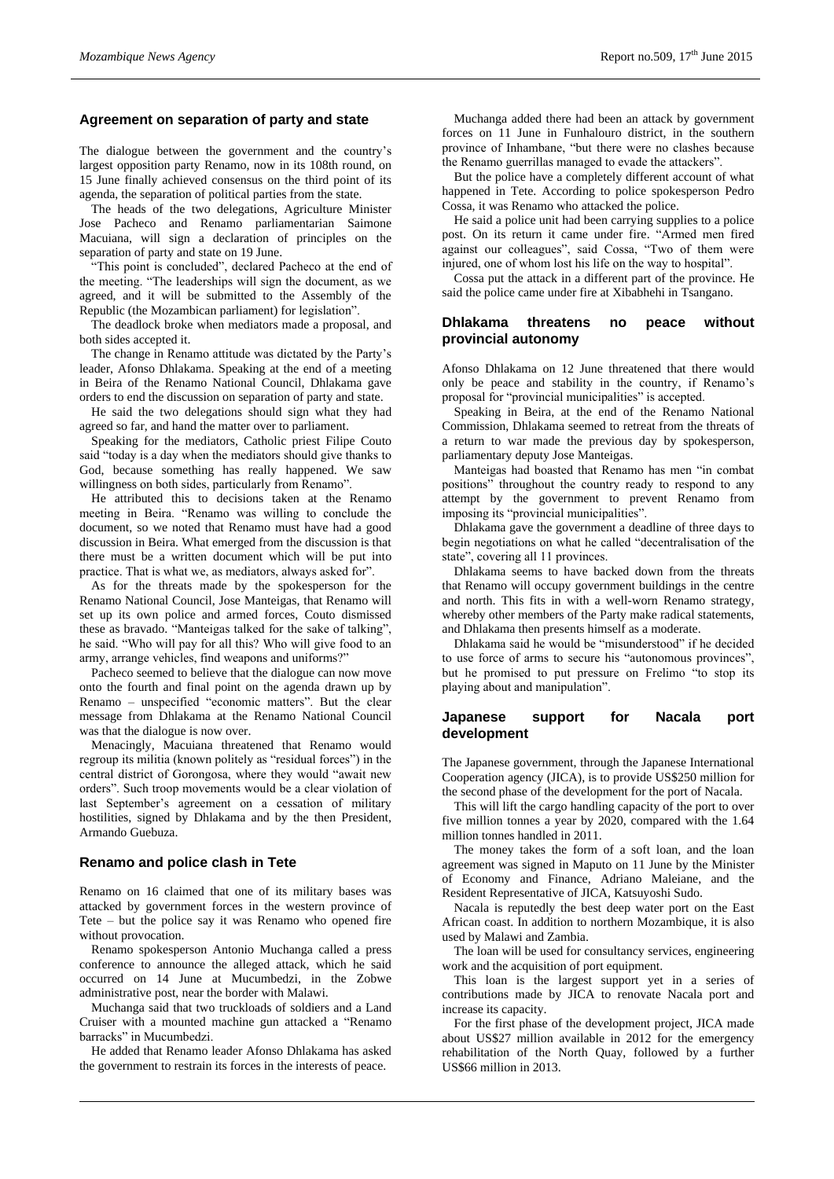## Agreement on separation of party and state

The dialogue between the government and the country's largest opposition party Renamo, now in its 108th round, on 15 June finally achieved consensus on the third point of its agenda, the separation of political parties from the state.

The heads of the two delegations, Agriculture Minister Jose Pacheco and Renamo parliamentarian Saimone Macuiana, will sign a declaration of principles on the separation of party and state on 19 June.

"This point is concluded", declared Pacheco at the end of the meeting. "The leaderships will sign the document, as we agreed, and it will be submitted to the Assembly of the Republic (the Mozambican parliament) for legislation".

The deadlock broke when mediators made a proposal, and both sides accepted it.

The change in Renamo attitude was dictated by the Party's leader, Afonso Dhlakama. Speaking at the end of a meeting in Beira of the Renamo National Council, Dhlakama gave orders to end the discussion on separation of party and state.

He said the two delegations should sign what they had agreed so far, and hand the matter over to parliament.

Speaking for the mediators, Catholic priest Filipe Couto said "today is a day when the mediators should give thanks to God, because something has really happened. We saw willingness on both sides, particularly from Renamo".

He attributed this to decisions taken at the Renamo meeting in Beira. "Renamo was willing to conclude the document, so we noted that Renamo must have had a good discussion in Beira. What emerged from the discussion is that there must be a written document which will be put into practice. That is what we, as mediators, always asked for".

As for the threats made by the spokesperson for the Renamo National Council, Jose Manteigas, that Renamo will set up its own police and armed forces, Couto dismissed these as bravado. "Manteigas talked for the sake of talking", he said. "Who will pay for all this? Who will give food to an army, arrange vehicles, find weapons and uniforms?"

Pacheco seemed to believe that the dialogue can now move onto the fourth and final point on the agenda drawn up by Renamo – unspecified "economic matters". But the clear message from Dhlakama at the Renamo National Council was that the dialogue is now over.

Menacingly, Macuiana threatened that Renamo would regroup its militia (known politely as "residual forces") in the central district of Gorongosa, where they would "await new orders". Such troop movements would be a clear violation of last September's agreement on a cessation of military hostilities, signed by Dhlakama and by the then President, Armando Guebuza.

## Renamo and police clash in Tete

Renamo on 16 claimed that one of its military bases was attacked by government forces in the western province of Tete – but the police say it was Renamo who opened fire without provocation.

Renamo spokesperson Antonio Muchanga called a press conference to announce the alleged attack, which he said occurred on 14 June at Mucumbedzi, in the Zobwe administrative post, near the border with Malawi.

Muchanga said that two truckloads of soldiers and a Land Cruiser with a mounted machine gun attacked a "Renamo barracks" in Mucumbedzi.

He added that Renamo leader Afonso Dhlakama has asked the government to restrain its forces in the interests of peace.

Muchanga added there had been an attack by government forces on 11 June in Funhalouro district, in the southern province of Inhambane, "but there were no clashes because the Renamo guerrillas managed to evade the attackers".

But the police have a completely different account of what happened in Tete. According to police spokesperson Pedro Cossa, it was Renamo who attacked the police.

He said a police unit had been carrying supplies to a police post. On its return it came under fire. "Armed men fired against our colleagues", said Cossa, "Two of them were injured, one of whom lost his life on the way to hospital".

Cossa put the attack in a different part of the province. He said the police came under fire at Xibabhehi in Tsangano.

## Dhlakama threatens no peace without provincial autonomy

Afonso Dhlakama on 12 June threatened that there would only be peace and stability in the country, if Renamo's proposal for "provincial municipalities" is accepted.

Speaking in Beira, at the end of the Renamo National Commission, Dhlakama seemed to retreat from the threats of a return to war made the previous day by spokesperson, parliamentary deputy Jose Manteigas.

Manteigas had boasted that Renamo has men "in combat positions" throughout the country ready to respond to any attempt by the government to prevent Renamo from imposing its "provincial municipalities".

Dhlakama gave the government a deadline of three days to begin negotiations on what he called "decentralisation of the state", covering all 11 provinces.

Dhlakama seems to have backed down from the threats that Renamo will occupy government buildings in the centre and north. This fits in with a well-worn Renamo strategy, whereby other members of the Party make radical statements, and Dhlakama then presents himself as a moderate.

Dhlakama said he would be "misunderstood" if he decided to use force of arms to secure his "autonomous provinces", but he promised to put pressure on Frelimo "to stop its playing about and manipulation".

## Japanese support for Nacala port development

The Japanese government, through the Japanese International Cooperation agency (JICA), is to provide US$250 million for the second phase of the development for the port of Nacala.

This will lift the cargo handling capacity of the port to over five million tonnes a year by 2020, compared with the 1.64 million tonnes handled in 2011.

The money takes the form of a soft loan, and the loan agreement was signed in Maputo on 11 June by the Minister of Economy and Finance, Adriano Maleiane, and the Resident Representative of JICA, Katsuyoshi Sudo.

Nacala is reputedly the best deep water port on the East African coast. In addition to northern Mozambique, it is also used by Malawi and Zambia.

The loan will be used for consultancy services, engineering work and the acquisition of port equipment.

This loan is the largest support yet in a series of contributions made by JICA to renovate Nacala port and increase its capacity.

For the first phase of the development project, JICA made about US$27 million available in 2012 for the emergency rehabilitation of the North Quay, followed by a further US$66 million in 2013.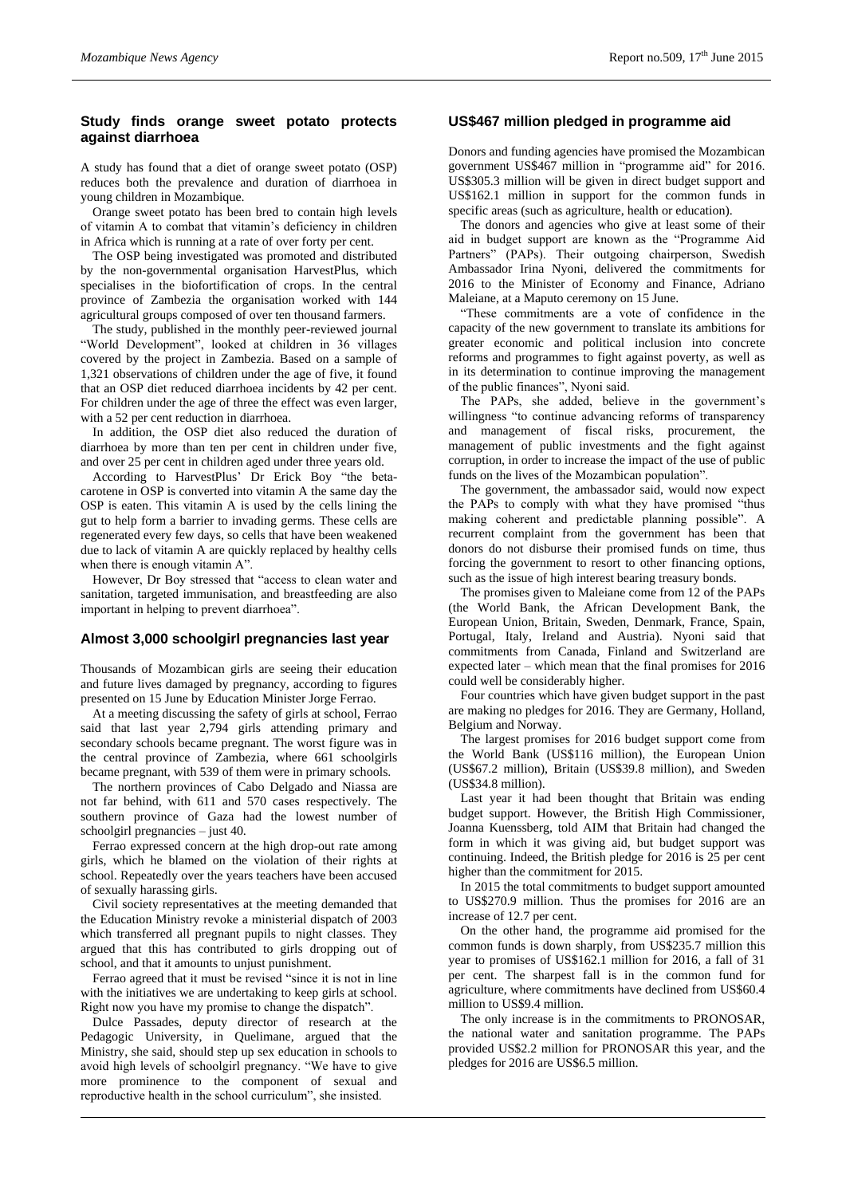## Study finds orange sweet potato protects against diarrhoea

A study has found that a diet of orange sweet potato (OSP) reduces both the prevalence and duration of diarrhoea in young children in Mozambique.

Orange sweet potato has been bred to contain high levels of vitamin A to combat that vitamin's deficiency in children in Africa which is running at a rate of over forty per cent.

The OSP being investigated was promoted and distributed by the non-governmental organisation HarvestPlus, which specialises in the biofortification of crops. In the central province of Zambezia the organisation worked with 144 agricultural groups composed of over ten thousand farmers.

The study, published in the monthly peer-reviewed journal "World Development", looked at children in 36 villages covered by the project in Zambezia. Based on a sample of 1,321 observations of children under the age of five, it found that an OSP diet reduced diarrhoea incidents by 42 per cent. For children under the age of three the effect was even larger, with a 52 per cent reduction in diarrhoea.

In addition, the OSP diet also reduced the duration of diarrhoea by more than ten per cent in children under five, and over 25 per cent in children aged under three years old.

According to HarvestPlus' Dr Erick Boy "the beta-carotene in OSP is converted into vitamin A the same day the OSP is eaten. This vitamin A is used by the cells lining the gut to help form a barrier to invading germs. These cells are regenerated every few days, so cells that have been weakened due to lack of vitamin A are quickly replaced by healthy cells when there is enough vitamin A".

However, Dr Boy stressed that "access to clean water and sanitation, targeted immunisation, and breastfeeding are also important in helping to prevent diarrhoea".

## Almost 3,000 schoolgirl pregnancies last year

Thousands of Mozambican girls are seeing their education and future lives damaged by pregnancy, according to figures presented on 15 June by Education Minister Jorge Ferrao.

At a meeting discussing the safety of girls at school, Ferrao said that last year 2,794 girls attending primary and secondary schools became pregnant. The worst figure was in the central province of Zambezia, where 661 schoolgirls became pregnant, with 539 of them were in primary schools.

The northern provinces of Cabo Delgado and Niassa are not far behind, with 611 and 570 cases respectively. The southern province of Gaza had the lowest number of schoolgirl pregnancies – just 40.

Ferrao expressed concern at the high drop-out rate among girls, which he blamed on the violation of their rights at school. Repeatedly over the years teachers have been accused of sexually harassing girls.

Civil society representatives at the meeting demanded that the Education Ministry revoke a ministerial dispatch of 2003 which transferred all pregnant pupils to night classes. They argued that this has contributed to girls dropping out of school, and that it amounts to unjust punishment.

Ferrao agreed that it must be revised "since it is not in line with the initiatives we are undertaking to keep girls at school. Right now you have my promise to change the dispatch".

Dulce Passades, deputy director of research at the Pedagogic University, in Quelimane, argued that the Ministry, she said, should step up sex education in schools to avoid high levels of schoolgirl pregnancy. "We have to give more prominence to the component of sexual and reproductive health in the school curriculum", she insisted.

## US$467 million pledged in programme aid

Donors and funding agencies have promised the Mozambican government US$467 million in "programme aid" for 2016. US$305.3 million will be given in direct budget support and US$162.1 million in support for the common funds in specific areas (such as agriculture, health or education).

The donors and agencies who give at least some of their aid in budget support are known as the "Programme Aid Partners" (PAPs). Their outgoing chairperson, Swedish Ambassador Irina Nyoni, delivered the commitments for 2016 to the Minister of Economy and Finance, Adriano Maleiane, at a Maputo ceremony on 15 June.

"These commitments are a vote of confidence in the capacity of the new government to translate its ambitions for greater economic and political inclusion into concrete reforms and programmes to fight against poverty, as well as in its determination to continue improving the management of the public finances", Nyoni said.

The PAPs, she added, believe in the government's willingness "to continue advancing reforms of transparency and management of fiscal risks, procurement, the management of public investments and the fight against corruption, in order to increase the impact of the use of public funds on the lives of the Mozambican population".

The government, the ambassador said, would now expect the PAPs to comply with what they have promised "thus making coherent and predictable planning possible". A recurrent complaint from the government has been that donors do not disburse their promised funds on time, thus forcing the government to resort to other financing options, such as the issue of high interest bearing treasury bonds.

The promises given to Maleiane come from 12 of the PAPs (the World Bank, the African Development Bank, the European Union, Britain, Sweden, Denmark, France, Spain, Portugal, Italy, Ireland and Austria). Nyoni said that commitments from Canada, Finland and Switzerland are expected later – which mean that the final promises for 2016 could well be considerably higher.

Four countries which have given budget support in the past are making no pledges for 2016. They are Germany, Holland, Belgium and Norway.

The largest promises for 2016 budget support come from the World Bank (US$116 million), the European Union (US$67.2 million), Britain (US$39.8 million), and Sweden (US$34.8 million).

Last year it had been thought that Britain was ending budget support. However, the British High Commissioner, Joanna Kuenssberg, told AIM that Britain had changed the form in which it was giving aid, but budget support was continuing. Indeed, the British pledge for 2016 is 25 per cent higher than the commitment for 2015.

In 2015 the total commitments to budget support amounted to US$270.9 million. Thus the promises for 2016 are an increase of 12.7 per cent.

On the other hand, the programme aid promised for the common funds is down sharply, from US$235.7 million this year to promises of US$162.1 million for 2016, a fall of 31 per cent. The sharpest fall is in the common fund for agriculture, where commitments have declined from US$60.4 million to US$9.4 million.

The only increase is in the commitments to PRONOSAR, the national water and sanitation programme. The PAPs provided US$2.2 million for PRONOSAR this year, and the pledges for 2016 are US$6.5 million.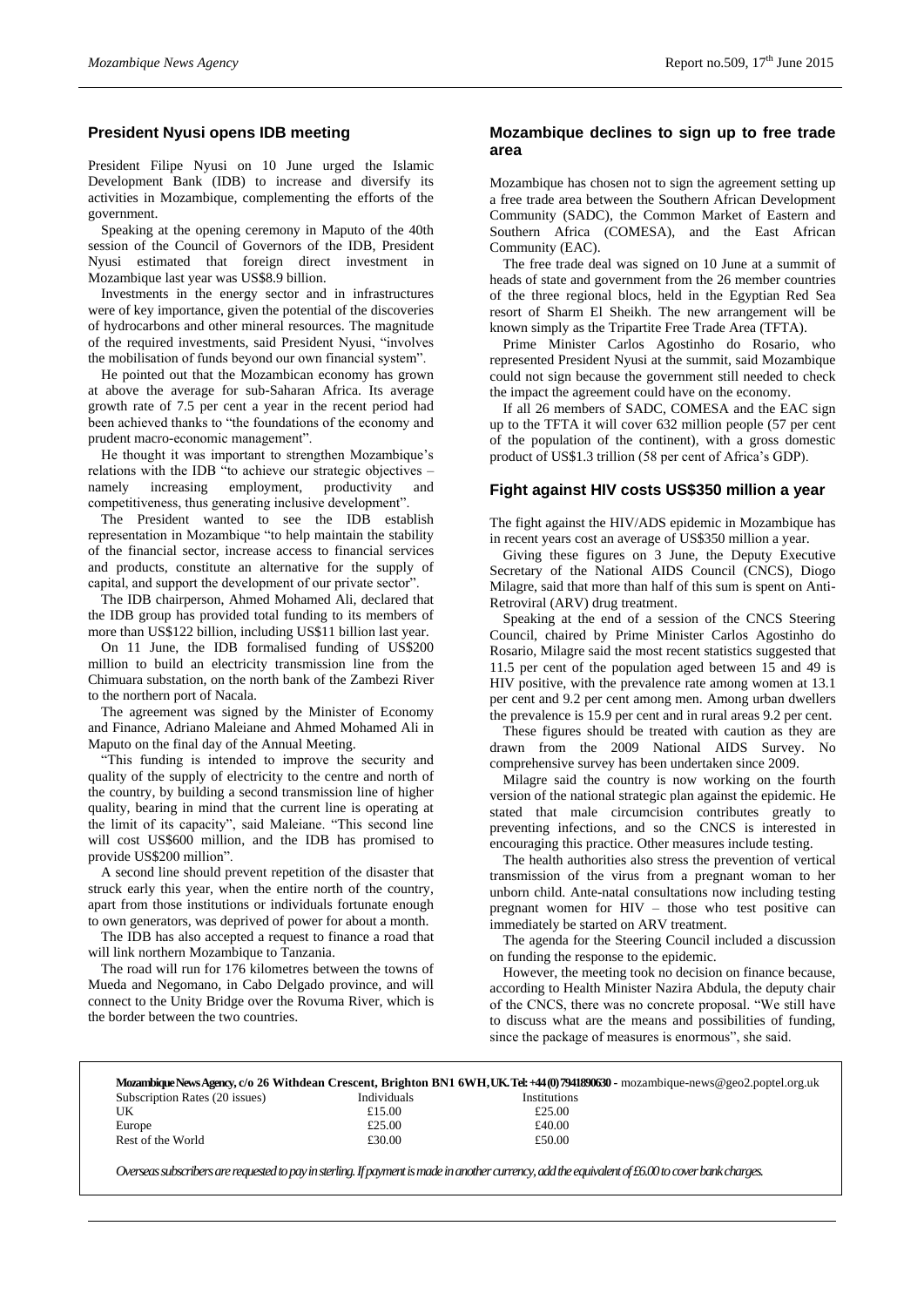## President Nyusi opens IDB meeting

President Filipe Nyusi on 10 June urged the Islamic Development Bank (IDB) to increase and diversify its activities in Mozambique, complementing the efforts of the government.

Speaking at the opening ceremony in Maputo of the 40th session of the Council of Governors of the IDB, President Nyusi estimated that foreign direct investment in Mozambique last year was US$8.9 billion.

Investments in the energy sector and in infrastructures were of key importance, given the potential of the discoveries of hydrocarbons and other mineral resources. The magnitude of the required investments, said President Nyusi, "involves the mobilisation of funds beyond our own financial system".

He pointed out that the Mozambican economy has grown at above the average for sub-Saharan Africa. Its average growth rate of 7.5 per cent a year in the recent period had been achieved thanks to "the foundations of the economy and prudent macro-economic management".

He thought it was important to strengthen Mozambique's relations with the IDB "to achieve our strategic objectives – namely increasing employment, productivity and competitiveness, thus generating inclusive development".

The President wanted to see the IDB establish representation in Mozambique "to help maintain the stability of the financial sector, increase access to financial services and products, constitute an alternative for the supply of capital, and support the development of our private sector".

The IDB chairperson, Ahmed Mohamed Ali, declared that the IDB group has provided total funding to its members of more than US$122 billion, including US$11 billion last year.

On 11 June, the IDB formalised funding of US$200 million to build an electricity transmission line from the Chimuara substation, on the north bank of the Zambezi River to the northern port of Nacala.

The agreement was signed by the Minister of Economy and Finance, Adriano Maleiane and Ahmed Mohamed Ali in Maputo on the final day of the Annual Meeting.

"This funding is intended to improve the security and quality of the supply of electricity to the centre and north of the country, by building a second transmission line of higher quality, bearing in mind that the current line is operating at the limit of its capacity", said Maleiane. "This second line will cost US$600 million, and the IDB has promised to provide US$200 million".

A second line should prevent repetition of the disaster that struck early this year, when the entire north of the country, apart from those institutions or individuals fortunate enough to own generators, was deprived of power for about a month.

The IDB has also accepted a request to finance a road that will link northern Mozambique to Tanzania.

The road will run for 176 kilometres between the towns of Mueda and Negomano, in Cabo Delgado province, and will connect to the Unity Bridge over the Rovuma River, which is the border between the two countries.

## Mozambique declines to sign up to free trade area

Mozambique has chosen not to sign the agreement setting up a free trade area between the Southern African Development Community (SADC), the Common Market of Eastern and Southern Africa (COMESA), and the East African Community (EAC).

The free trade deal was signed on 10 June at a summit of heads of state and government from the 26 member countries of the three regional blocs, held in the Egyptian Red Sea resort of Sharm El Sheikh. The new arrangement will be known simply as the Tripartite Free Trade Area (TFTA).

Prime Minister Carlos Agostinho do Rosario, who represented President Nyusi at the summit, said Mozambique could not sign because the government still needed to check the impact the agreement could have on the economy.

If all 26 members of SADC, COMESA and the EAC sign up to the TFTA it will cover 632 million people (57 per cent of the population of the continent), with a gross domestic product of US$1.3 trillion (58 per cent of Africa's GDP).

## Fight against HIV costs US$350 million a year

The fight against the HIV/ADS epidemic in Mozambique has in recent years cost an average of US$350 million a year.

Giving these figures on 3 June, the Deputy Executive Secretary of the National AIDS Council (CNCS), Diogo Milagre, said that more than half of this sum is spent on Anti-Retroviral (ARV) drug treatment.

Speaking at the end of a session of the CNCS Steering Council, chaired by Prime Minister Carlos Agostinho do Rosario, Milagre said the most recent statistics suggested that 11.5 per cent of the population aged between 15 and 49 is HIV positive, with the prevalence rate among women at 13.1 per cent and 9.2 per cent among men. Among urban dwellers the prevalence is 15.9 per cent and in rural areas 9.2 per cent.

These figures should be treated with caution as they are drawn from the 2009 National AIDS Survey. No comprehensive survey has been undertaken since 2009.

Milagre said the country is now working on the fourth version of the national strategic plan against the epidemic. He stated that male circumcision contributes greatly to preventing infections, and so the CNCS is interested in encouraging this practice. Other measures include testing.

The health authorities also stress the prevention of vertical transmission of the virus from a pregnant woman to her unborn child. Ante-natal consultations now including testing pregnant women for HIV – those who test positive can immediately be started on ARV treatment.

The agenda for the Steering Council included a discussion on funding the response to the epidemic.

However, the meeting took no decision on finance because, according to Health Minister Nazira Abdula, the deputy chair of the CNCS, there was no concrete proposal. "We still have to discuss what are the means and possibilities of funding, since the package of measures is enormous", she said.

**Mozambique News Agency, c/o 26 Withdean Crescent, Brighton BN1 6WH, UK. Tel: +44 (0) 7941890630** - mozambique-news@geo2.poptel.org.uk

| Subscription Rates (20 issues) | Individuals | Institutions |
|---|---|---|
| UK | £15.00 | £25.00 |
| Europe | £25.00 | £40.00 |
| Rest of the World | £30.00 | £50.00 |

*Overseas subscribers are requested to pay in sterling. If payment is made in another currency, add the equivalent of £6.00 to cover bank charges.*